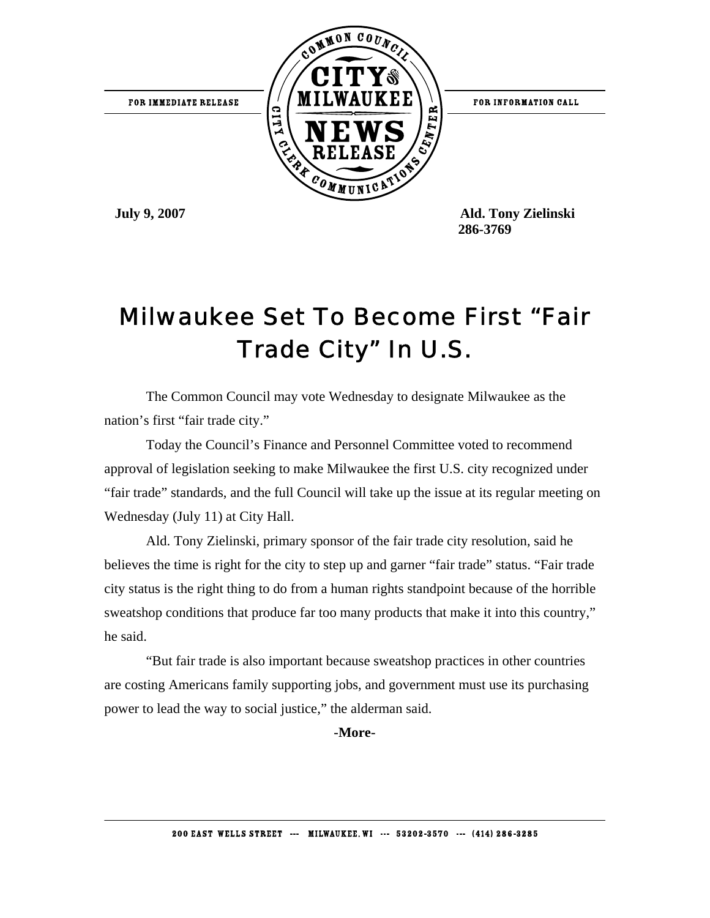FOR IMMEDIATE RELEASE

FOR INFORMATION CALL

COMMON COUNCIL CITY OF MILWAUKEE NEWS RELEASE CITY CLERK COMMUNICATIONS CENTER

**July 9, 2007**

**Ald. Tony Zielinski**
**286-3769**

# Milwaukee Set To Become First "Fair Trade City" In U.S.

The Common Council may vote Wednesday to designate Milwaukee as the nation's first "fair trade city."

Today the Council's Finance and Personnel Committee voted to recommend approval of legislation seeking to make Milwaukee the first U.S. city recognized under "fair trade" standards, and the full Council will take up the issue at its regular meeting on Wednesday (July 11) at City Hall.

Ald. Tony Zielinski, primary sponsor of the fair trade city resolution, said he believes the time is right for the city to step up and garner "fair trade" status. "Fair trade city status is the right thing to do from a human rights standpoint because of the horrible sweatshop conditions that produce far too many products that make it into this country," he said.

"But fair trade is also important because sweatshop practices in other countries are costing Americans family supporting jobs, and government must use its purchasing power to lead the way to social justice," the alderman said.

**-More-**

200 EAST WELLS STREET --- MILWAUKEE, WI --- 53202-3570 --- (414) 286-3285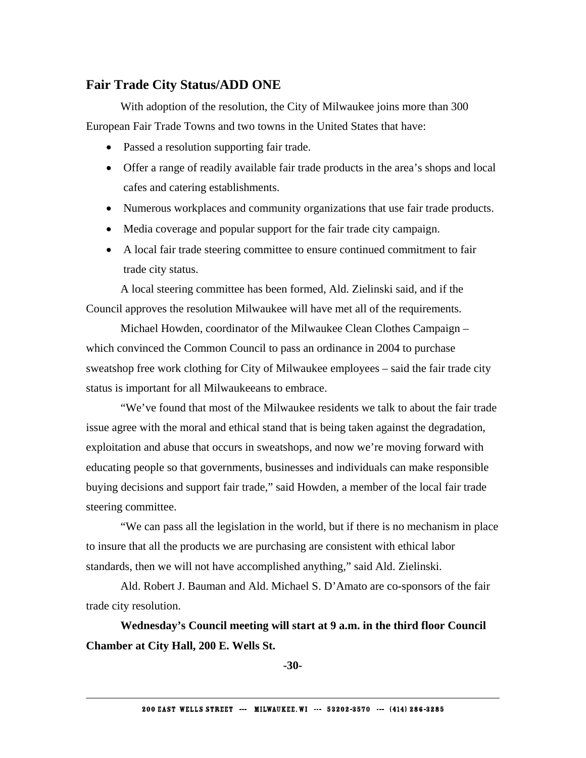## Fair Trade City Status/ADD ONE

With adoption of the resolution, the City of Milwaukee joins more than 300 European Fair Trade Towns and two towns in the United States that have:

- Passed a resolution supporting fair trade.
- Offer a range of readily available fair trade products in the area's shops and local cafes and catering establishments.
- Numerous workplaces and community organizations that use fair trade products.
- Media coverage and popular support for the fair trade city campaign.
- A local fair trade steering committee to ensure continued commitment to fair trade city status.

A local steering committee has been formed, Ald. Zielinski said, and if the Council approves the resolution Milwaukee will have met all of the requirements.

Michael Howden, coordinator of the Milwaukee Clean Clothes Campaign – which convinced the Common Council to pass an ordinance in 2004 to purchase sweatshop free work clothing for City of Milwaukee employees – said the fair trade city status is important for all Milwaukeeans to embrace.

"We've found that most of the Milwaukee residents we talk to about the fair trade issue agree with the moral and ethical stand that is being taken against the degradation, exploitation and abuse that occurs in sweatshops, and now we're moving forward with educating people so that governments, businesses and individuals can make responsible buying decisions and support fair trade," said Howden, a member of the local fair trade steering committee.

"We can pass all the legislation in the world, but if there is no mechanism in place to insure that all the products we are purchasing are consistent with ethical labor standards, then we will not have accomplished anything," said Ald. Zielinski.

Ald. Robert J. Bauman and Ald. Michael S. D'Amato are co-sponsors of the fair trade city resolution.

**Wednesday's Council meeting will start at 9 a.m. in the third floor Council Chamber at City Hall, 200 E. Wells St.**

**-30-**

200 EAST WELLS STREET --- MILWAUKEE, WI --- 53202-3570 --- (414) 286-3285